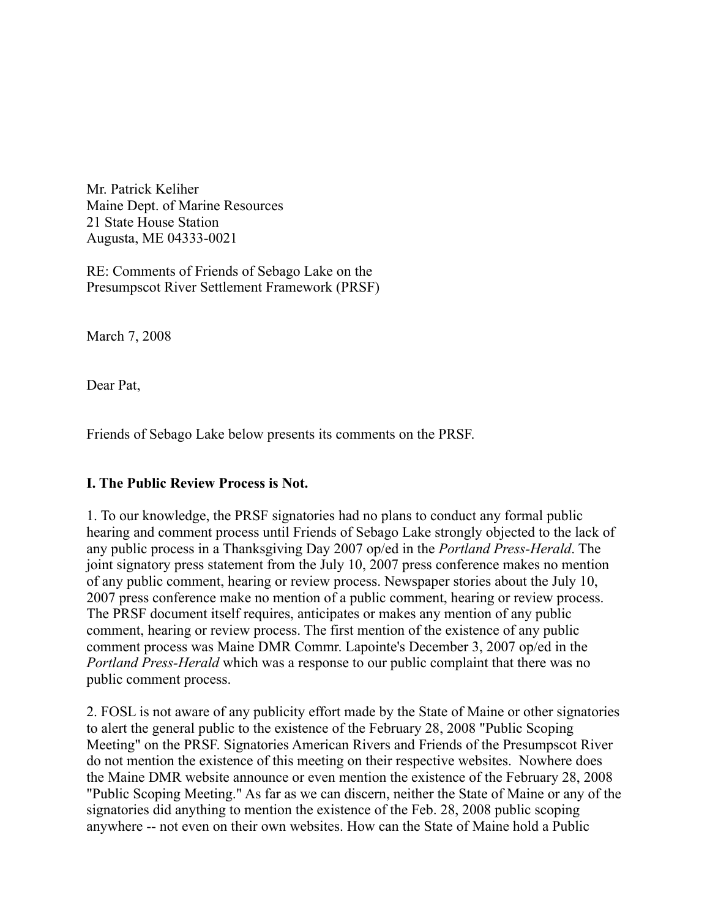Mr. Patrick Keliher
Maine Dept. of Marine Resources
21 State House Station
Augusta, ME 04333-0021

RE: Comments of Friends of Sebago Lake on the
Presumpscot River Settlement Framework (PRSF)

March 7, 2008

Dear Pat,

Friends of Sebago Lake below presents its comments on the PRSF.

**I. The Public Review Process is Not.**

1. To our knowledge, the PRSF signatories had no plans to conduct any formal public hearing and comment process until Friends of Sebago Lake strongly objected to the lack of any public process in a Thanksgiving Day 2007 op/ed in the *Portland Press-Herald*. The joint signatory press statement from the July 10, 2007 press conference makes no mention of any public comment, hearing or review process. Newspaper stories about the July 10, 2007 press conference make no mention of a public comment, hearing or review process. The PRSF document itself requires, anticipates or makes any mention of any public comment, hearing or review process. The first mention of the existence of any public comment process was Maine DMR Commr. Lapointe's December 3, 2007 op/ed in the *Portland Press-Herald* which was a response to our public complaint that there was no public comment process.

2. FOSL is not aware of any publicity effort made by the State of Maine or other signatories to alert the general public to the existence of the February 28, 2008 "Public Scoping Meeting" on the PRSF. Signatories American Rivers and Friends of the Presumpscot River do not mention the existence of this meeting on their respective websites. Nowhere does the Maine DMR website announce or even mention the existence of the February 28, 2008 "Public Scoping Meeting." As far as we can discern, neither the State of Maine or any of the signatories did anything to mention the existence of the Feb. 28, 2008 public scoping anywhere -- not even on their own websites. How can the State of Maine hold a Public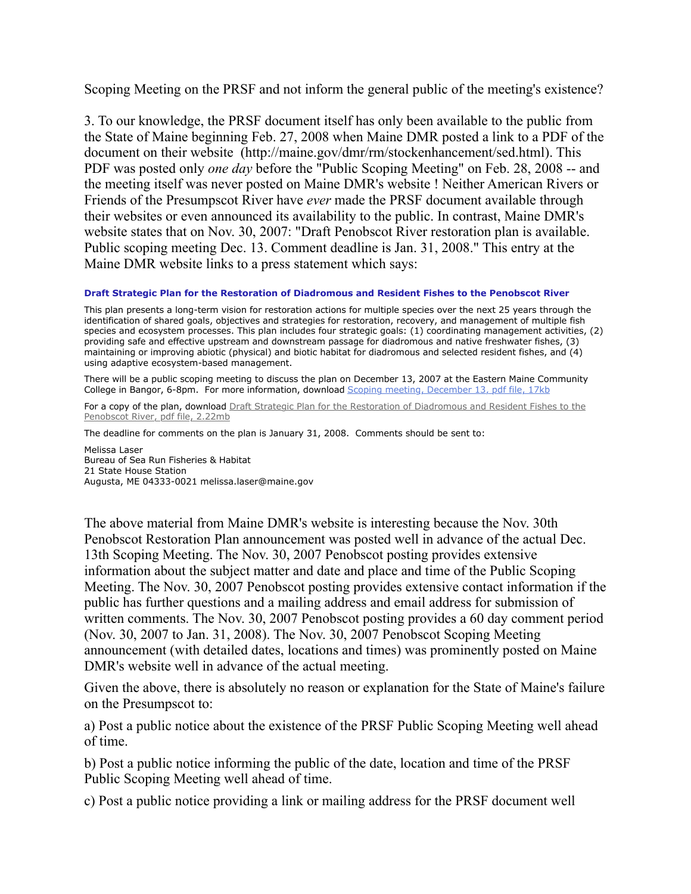Scoping Meeting on the PRSF and not inform the general public of the meeting's existence?

3. To our knowledge, the PRSF document itself has only been available to the public from the State of Maine beginning Feb. 27, 2008 when Maine DMR posted a link to a PDF of the document on their website (http://maine.gov/dmr/rm/stockenhancement/sed.html). This PDF was posted only *one day* before the "Public Scoping Meeting" on Feb. 28, 2008 -- and the meeting itself was never posted on Maine DMR's website ! Neither American Rivers or Friends of the Presumpscot River have *ever* made the PRSF document available through their websites or even announced its availability to the public. In contrast, Maine DMR's website states that on Nov. 30, 2007: "Draft Penobscot River restoration plan is available. Public scoping meeting Dec. 13. Comment deadline is Jan. 31, 2008." This entry at the Maine DMR website links to a press statement which says:

**Draft Strategic Plan for the Restoration of Diadromous and Resident Fishes to the Penobscot River**

This plan presents a long-term vision for restoration actions for multiple species over the next 25 years through the identification of shared goals, objectives and strategies for restoration, recovery, and management of multiple fish species and ecosystem processes. This plan includes four strategic goals: (1) coordinating management activities, (2) providing safe and effective upstream and downstream passage for diadromous and native freshwater fishes, (3) maintaining or improving abiotic (physical) and biotic habitat for diadromous and selected resident fishes, and (4) using adaptive ecosystem-based management.

There will be a public scoping meeting to discuss the plan on December 13, 2007 at the Eastern Maine Community College in Bangor, 6-8pm. For more information, download Scoping meeting, December 13, pdf file, 17kb

For a copy of the plan, download Draft Strategic Plan for the Restoration of Diadromous and Resident Fishes to the Penobscot River, pdf file, 2.22mb

The deadline for comments on the plan is January 31, 2008. Comments should be sent to:

Melissa Laser
Bureau of Sea Run Fisheries & Habitat
21 State House Station
Augusta, ME 04333-0021 melissa.laser@maine.gov

The above material from Maine DMR's website is interesting because the Nov. 30th Penobscot Restoration Plan announcement was posted well in advance of the actual Dec. 13th Scoping Meeting. The Nov. 30, 2007 Penobscot posting provides extensive information about the subject matter and date and place and time of the Public Scoping Meeting. The Nov. 30, 2007 Penobscot posting provides extensive contact information if the public has further questions and a mailing address and email address for submission of written comments. The Nov. 30, 2007 Penobscot posting provides a 60 day comment period (Nov. 30, 2007 to Jan. 31, 2008). The Nov. 30, 2007 Penobscot Scoping Meeting announcement (with detailed dates, locations and times) was prominently posted on Maine DMR's website well in advance of the actual meeting.

Given the above, there is absolutely no reason or explanation for the State of Maine's failure on the Presumpscot to:

a) Post a public notice about the existence of the PRSF Public Scoping Meeting well ahead of time.

b) Post a public notice informing the public of the date, location and time of the PRSF Public Scoping Meeting well ahead of time.

c) Post a public notice providing a link or mailing address for the PRSF document well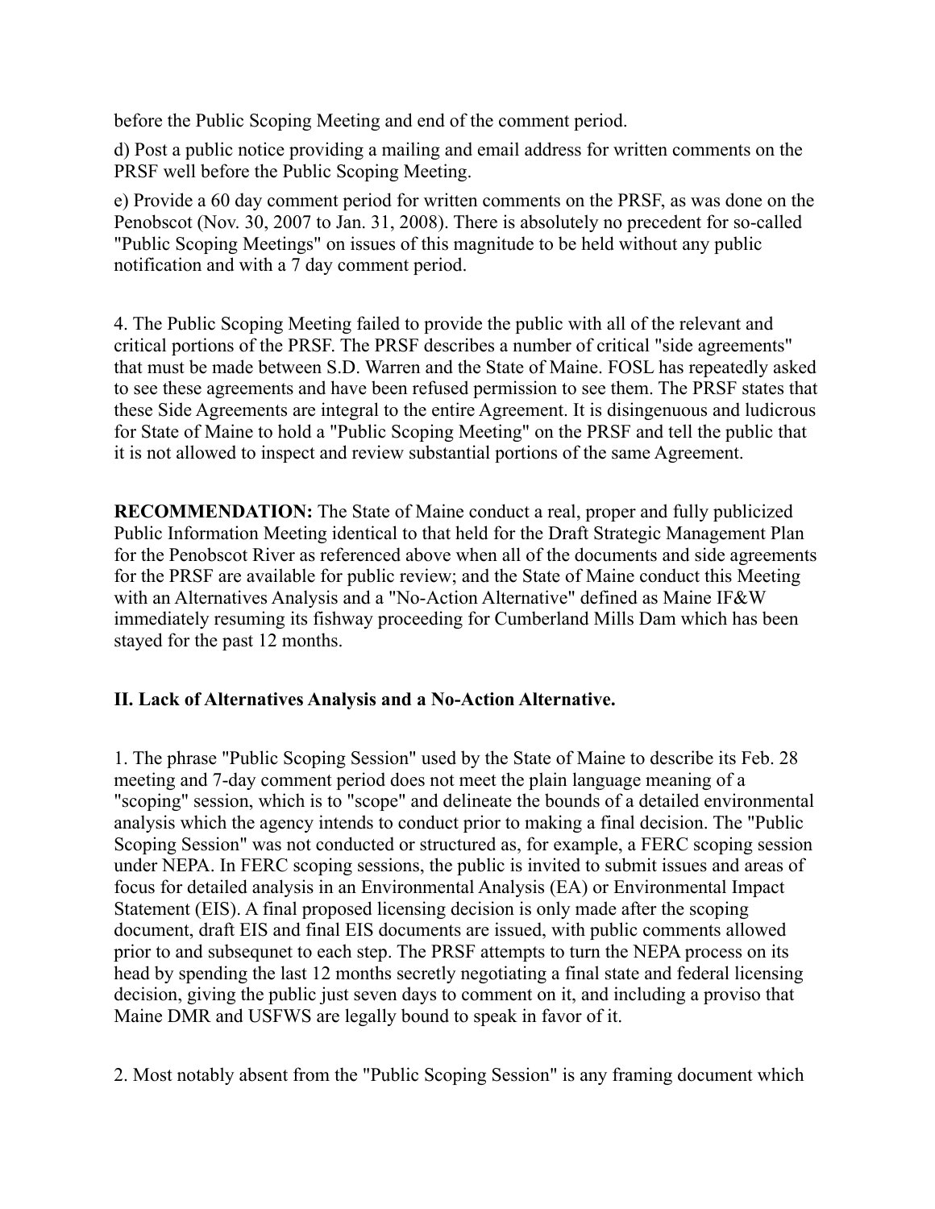before the Public Scoping Meeting and end of the comment period.

d) Post a public notice providing a mailing and email address for written comments on the PRSF well before the Public Scoping Meeting.

e) Provide a 60 day comment period for written comments on the PRSF, as was done on the Penobscot (Nov. 30, 2007 to Jan. 31, 2008). There is absolutely no precedent for so-called "Public Scoping Meetings" on issues of this magnitude to be held without any public notification and with a 7 day comment period.

4. The Public Scoping Meeting failed to provide the public with all of the relevant and critical portions of the PRSF. The PRSF describes a number of critical "side agreements" that must be made between S.D. Warren and the State of Maine. FOSL has repeatedly asked to see these agreements and have been refused permission to see them. The PRSF states that these Side Agreements are integral to the entire Agreement. It is disingenuous and ludicrous for State of Maine to hold a "Public Scoping Meeting" on the PRSF and tell the public that it is not allowed to inspect and review substantial portions of the same Agreement.

**RECOMMENDATION:** The State of Maine conduct a real, proper and fully publicized Public Information Meeting identical to that held for the Draft Strategic Management Plan for the Penobscot River as referenced above when all of the documents and side agreements for the PRSF are available for public review; and the State of Maine conduct this Meeting with an Alternatives Analysis and a "No-Action Alternative" defined as Maine IF&W immediately resuming its fishway proceeding for Cumberland Mills Dam which has been stayed for the past 12 months.

**II. Lack of Alternatives Analysis and a No-Action Alternative.**

1. The phrase "Public Scoping Session" used by the State of Maine to describe its Feb. 28 meeting and 7-day comment period does not meet the plain language meaning of a "scoping" session, which is to "scope" and delineate the bounds of a detailed environmental analysis which the agency intends to conduct prior to making a final decision. The "Public Scoping Session" was not conducted or structured as, for example, a FERC scoping session under NEPA. In FERC scoping sessions, the public is invited to submit issues and areas of focus for detailed analysis in an Environmental Analysis (EA) or Environmental Impact Statement (EIS). A final proposed licensing decision is only made after the scoping document, draft EIS and final EIS documents are issued, with public comments allowed prior to and subsequnet to each step. The PRSF attempts to turn the NEPA process on its head by spending the last 12 months secretly negotiating a final state and federal licensing decision, giving the public just seven days to comment on it, and including a proviso that Maine DMR and USFWS are legally bound to speak in favor of it.

2. Most notably absent from the "Public Scoping Session" is any framing document which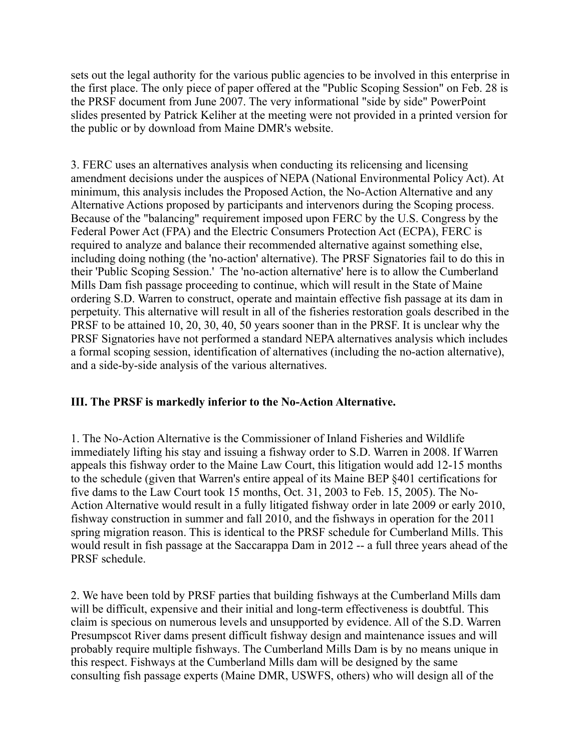sets out the legal authority for the various public agencies to be involved in this enterprise in the first place. The only piece of paper offered at the "Public Scoping Session" on Feb. 28 is the PRSF document from June 2007. The very informational "side by side" PowerPoint slides presented by Patrick Keliher at the meeting were not provided in a printed version for the public or by download from Maine DMR's website.

3. FERC uses an alternatives analysis when conducting its relicensing and licensing amendment decisions under the auspices of NEPA (National Environmental Policy Act). At minimum, this analysis includes the Proposed Action, the No-Action Alternative and any Alternative Actions proposed by participants and intervenors during the Scoping process. Because of the "balancing" requirement imposed upon FERC by the U.S. Congress by the Federal Power Act (FPA) and the Electric Consumers Protection Act (ECPA), FERC is required to analyze and balance their recommended alternative against something else, including doing nothing (the 'no-action' alternative). The PRSF Signatories fail to do this in their 'Public Scoping Session.' The 'no-action alternative' here is to allow the Cumberland Mills Dam fish passage proceeding to continue, which will result in the State of Maine ordering S.D. Warren to construct, operate and maintain effective fish passage at its dam in perpetuity. This alternative will result in all of the fisheries restoration goals described in the PRSF to be attained 10, 20, 30, 40, 50 years sooner than in the PRSF. It is unclear why the PRSF Signatories have not performed a standard NEPA alternatives analysis which includes a formal scoping session, identification of alternatives (including the no-action alternative), and a side-by-side analysis of the various alternatives.

## III. The PRSF is markedly inferior to the No-Action Alternative.

1. The No-Action Alternative is the Commissioner of Inland Fisheries and Wildlife immediately lifting his stay and issuing a fishway order to S.D. Warren in 2008. If Warren appeals this fishway order to the Maine Law Court, this litigation would add 12-15 months to the schedule (given that Warren's entire appeal of its Maine BEP §401 certifications for five dams to the Law Court took 15 months, Oct. 31, 2003 to Feb. 15, 2005). The No-Action Alternative would result in a fully litigated fishway order in late 2009 or early 2010, fishway construction in summer and fall 2010, and the fishways in operation for the 2011 spring migration reason. This is identical to the PRSF schedule for Cumberland Mills. This would result in fish passage at the Saccarappa Dam in 2012 -- a full three years ahead of the PRSF schedule.

2. We have been told by PRSF parties that building fishways at the Cumberland Mills dam will be difficult, expensive and their initial and long-term effectiveness is doubtful. This claim is specious on numerous levels and unsupported by evidence. All of the S.D. Warren Presumpscot River dams present difficult fishway design and maintenance issues and will probably require multiple fishways. The Cumberland Mills Dam is by no means unique in this respect. Fishways at the Cumberland Mills dam will be designed by the same consulting fish passage experts (Maine DMR, USWFS, others) who will design all of the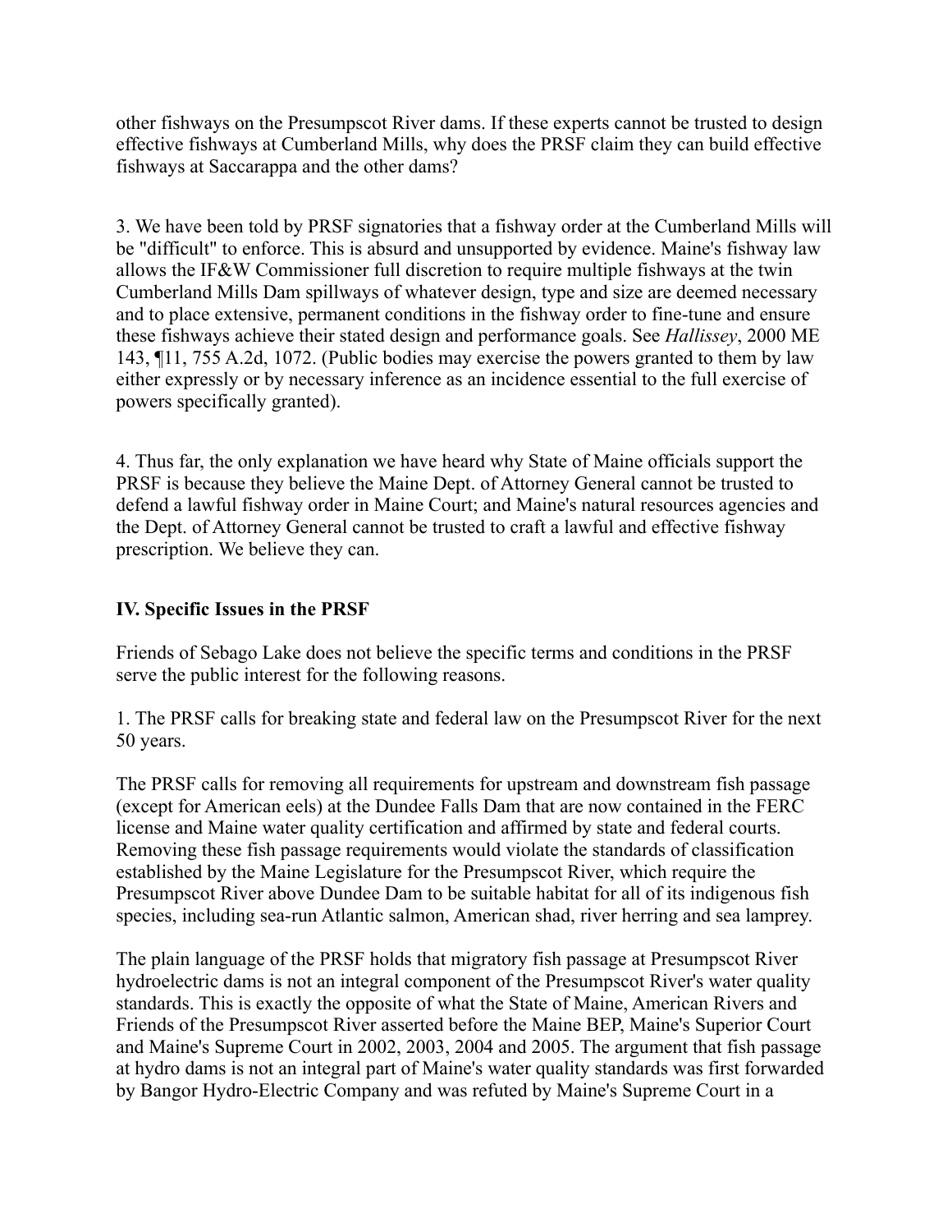other fishways on the Presumpscot River dams. If these experts cannot be trusted to design effective fishways at Cumberland Mills, why does the PRSF claim they can build effective fishways at Saccarappa and the other dams?

3. We have been told by PRSF signatories that a fishway order at the Cumberland Mills will be "difficult" to enforce. This is absurd and unsupported by evidence. Maine's fishway law allows the IF&W Commissioner full discretion to require multiple fishways at the twin Cumberland Mills Dam spillways of whatever design, type and size are deemed necessary and to place extensive, permanent conditions in the fishway order to fine-tune and ensure these fishways achieve their stated design and performance goals. See *Hallissey*, 2000 ME 143, ¶11, 755 A.2d, 1072. (Public bodies may exercise the powers granted to them by law either expressly or by necessary inference as an incidence essential to the full exercise of powers specifically granted).

4. Thus far, the only explanation we have heard why State of Maine officials support the PRSF is because they believe the Maine Dept. of Attorney General cannot be trusted to defend a lawful fishway order in Maine Court; and Maine's natural resources agencies and the Dept. of Attorney General cannot be trusted to craft a lawful and effective fishway prescription. We believe they can.

## IV. Specific Issues in the PRSF

Friends of Sebago Lake does not believe the specific terms and conditions in the PRSF serve the public interest for the following reasons.

1. The PRSF calls for breaking state and federal law on the Presumpscot River for the next 50 years.

The PRSF calls for removing all requirements for upstream and downstream fish passage (except for American eels) at the Dundee Falls Dam that are now contained in the FERC license and Maine water quality certification and affirmed by state and federal courts. Removing these fish passage requirements would violate the standards of classification established by the Maine Legislature for the Presumpscot River, which require the Presumpscot River above Dundee Dam to be suitable habitat for all of its indigenous fish species, including sea-run Atlantic salmon, American shad, river herring and sea lamprey.

The plain language of the PRSF holds that migratory fish passage at Presumpscot River hydroelectric dams is not an integral component of the Presumpscot River's water quality standards. This is exactly the opposite of what the State of Maine, American Rivers and Friends of the Presumpscot River asserted before the Maine BEP, Maine's Superior Court and Maine's Supreme Court in 2002, 2003, 2004 and 2005. The argument that fish passage at hydro dams is not an integral part of Maine's water quality standards was first forwarded by Bangor Hydro-Electric Company and was refuted by Maine's Supreme Court in a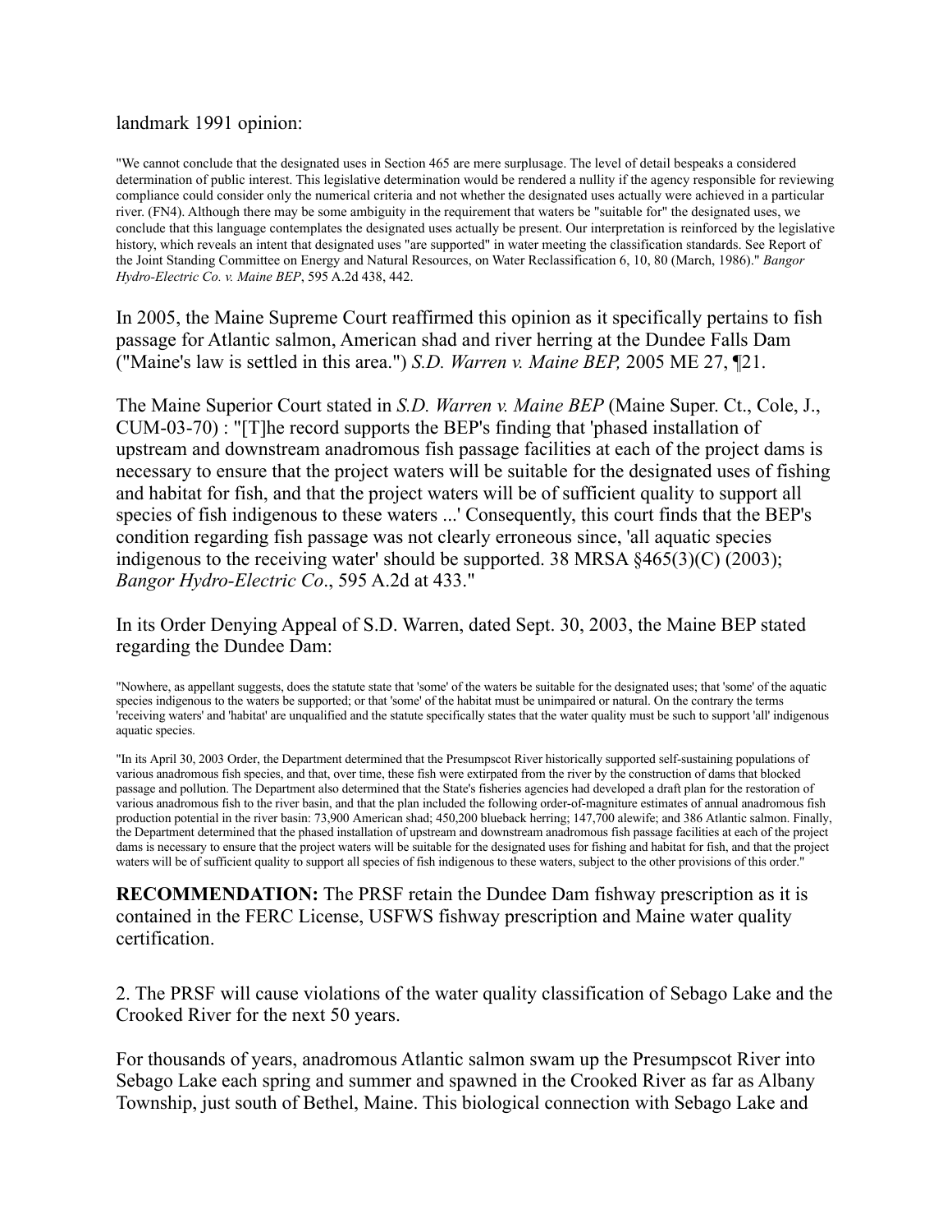landmark 1991 opinion:

"We cannot conclude that the designated uses in Section 465 are mere surplusage. The level of detail bespeaks a considered determination of public interest. This legislative determination would be rendered a nullity if the agency responsible for reviewing compliance could consider only the numerical criteria and not whether the designated uses actually were achieved in a particular river. (FN4). Although there may be some ambiguity in the requirement that waters be "suitable for" the designated uses, we conclude that this language contemplates the designated uses actually be present. Our interpretation is reinforced by the legislative history, which reveals an intent that designated uses "are supported" in water meeting the classification standards. See Report of the Joint Standing Committee on Energy and Natural Resources, on Water Reclassification 6, 10, 80 (March, 1986)." *Bangor Hydro-Electric Co. v. Maine BEP*, 595 A.2d 438, 442.

In 2005, the Maine Supreme Court reaffirmed this opinion as it specifically pertains to fish passage for Atlantic salmon, American shad and river herring at the Dundee Falls Dam ("Maine's law is settled in this area.") *S.D. Warren v. Maine BEP,* 2005 ME 27, ¶21.

The Maine Superior Court stated in *S.D. Warren v. Maine BEP* (Maine Super. Ct., Cole, J., CUM-03-70) : "[T]he record supports the BEP's finding that 'phased installation of upstream and downstream anadromous fish passage facilities at each of the project dams is necessary to ensure that the project waters will be suitable for the designated uses of fishing and habitat for fish, and that the project waters will be of sufficient quality to support all species of fish indigenous to these waters ...' Consequently, this court finds that the BEP's condition regarding fish passage was not clearly erroneous since, 'all aquatic species indigenous to the receiving water' should be supported. 38 MRSA §465(3)(C) (2003); *Bangor Hydro-Electric Co*., 595 A.2d at 433."

In its Order Denying Appeal of S.D. Warren, dated Sept. 30, 2003, the Maine BEP stated regarding the Dundee Dam:

"Nowhere, as appellant suggests, does the statute state that 'some' of the waters be suitable for the designated uses; that 'some' of the aquatic species indigenous to the waters be supported; or that 'some' of the habitat must be unimpaired or natural. On the contrary the terms 'receiving waters' and 'habitat' are unqualified and the statute specifically states that the water quality must be such to support 'all' indigenous aquatic species.

"In its April 30, 2003 Order, the Department determined that the Presumpscot River historically supported self-sustaining populations of various anadromous fish species, and that, over time, these fish were extirpated from the river by the construction of dams that blocked passage and pollution. The Department also determined that the State's fisheries agencies had developed a draft plan for the restoration of various anadromous fish to the river basin, and that the plan included the following order-of-magniture estimates of annual anadromous fish production potential in the river basin: 73,900 American shad; 450,200 blueback herring; 147,700 alewife; and 386 Atlantic salmon. Finally, the Department determined that the phased installation of upstream and downstream anadromous fish passage facilities at each of the project dams is necessary to ensure that the project waters will be suitable for the designated uses for fishing and habitat for fish, and that the project waters will be of sufficient quality to support all species of fish indigenous to these waters, subject to the other provisions of this order."

**RECOMMENDATION:** The PRSF retain the Dundee Dam fishway prescription as it is contained in the FERC License, USFWS fishway prescription and Maine water quality certification.

2. The PRSF will cause violations of the water quality classification of Sebago Lake and the Crooked River for the next 50 years.

For thousands of years, anadromous Atlantic salmon swam up the Presumpscot River into Sebago Lake each spring and summer and spawned in the Crooked River as far as Albany Township, just south of Bethel, Maine. This biological connection with Sebago Lake and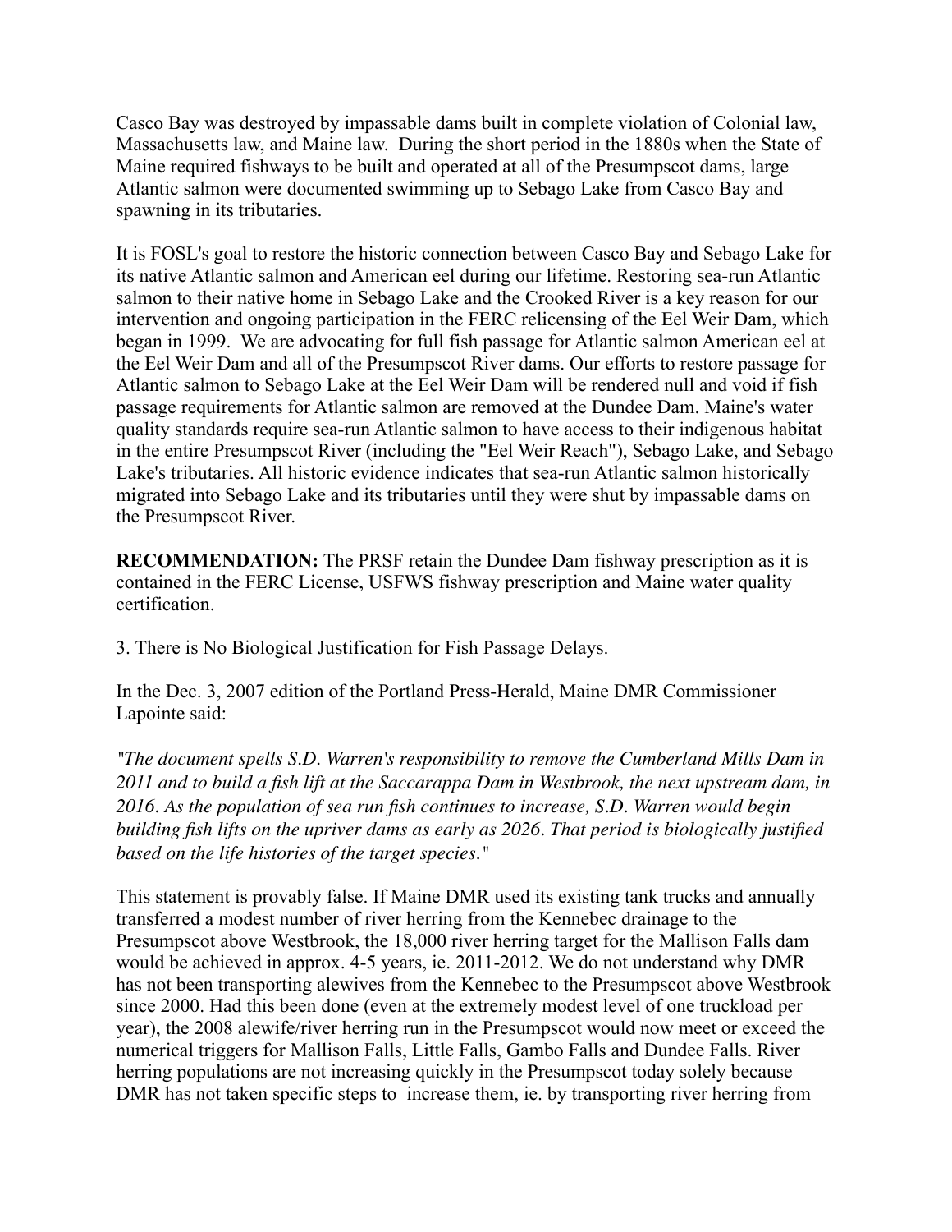Casco Bay was destroyed by impassable dams built in complete violation of Colonial law, Massachusetts law, and Maine law. During the short period in the 1880s when the State of Maine required fishways to be built and operated at all of the Presumpscot dams, large Atlantic salmon were documented swimming up to Sebago Lake from Casco Bay and spawning in its tributaries.

It is FOSL's goal to restore the historic connection between Casco Bay and Sebago Lake for its native Atlantic salmon and American eel during our lifetime. Restoring sea-run Atlantic salmon to their native home in Sebago Lake and the Crooked River is a key reason for our intervention and ongoing participation in the FERC relicensing of the Eel Weir Dam, which began in 1999. We are advocating for full fish passage for Atlantic salmon American eel at the Eel Weir Dam and all of the Presumpscot River dams. Our efforts to restore passage for Atlantic salmon to Sebago Lake at the Eel Weir Dam will be rendered null and void if fish passage requirements for Atlantic salmon are removed at the Dundee Dam. Maine's water quality standards require sea-run Atlantic salmon to have access to their indigenous habitat in the entire Presumpscot River (including the "Eel Weir Reach"), Sebago Lake, and Sebago Lake's tributaries. All historic evidence indicates that sea-run Atlantic salmon historically migrated into Sebago Lake and its tributaries until they were shut by impassable dams on the Presumpscot River.

**RECOMMENDATION:** The PRSF retain the Dundee Dam fishway prescription as it is contained in the FERC License, USFWS fishway prescription and Maine water quality certification.

3. There is No Biological Justification for Fish Passage Delays.

In the Dec. 3, 2007 edition of the Portland Press-Herald, Maine DMR Commissioner Lapointe said:

*"The document spells S.D. Warren's responsibility to remove the Cumberland Mills Dam in 2011 and to build a fish lift at the Saccarappa Dam in Westbrook, the next upstream dam, in 2016. As the population of sea run fish continues to increase, S.D. Warren would begin building fish lifts on the upriver dams as early as 2026. That period is biologically justified based on the life histories of the target species."*

This statement is provably false. If Maine DMR used its existing tank trucks and annually transferred a modest number of river herring from the Kennebec drainage to the Presumpscot above Westbrook, the 18,000 river herring target for the Mallison Falls dam would be achieved in approx. 4-5 years, ie. 2011-2012. We do not understand why DMR has not been transporting alewives from the Kennebec to the Presumpscot above Westbrook since 2000. Had this been done (even at the extremely modest level of one truckload per year), the 2008 alewife/river herring run in the Presumpscot would now meet or exceed the numerical triggers for Mallison Falls, Little Falls, Gambo Falls and Dundee Falls. River herring populations are not increasing quickly in the Presumpscot today solely because DMR has not taken specific steps to increase them, ie. by transporting river herring from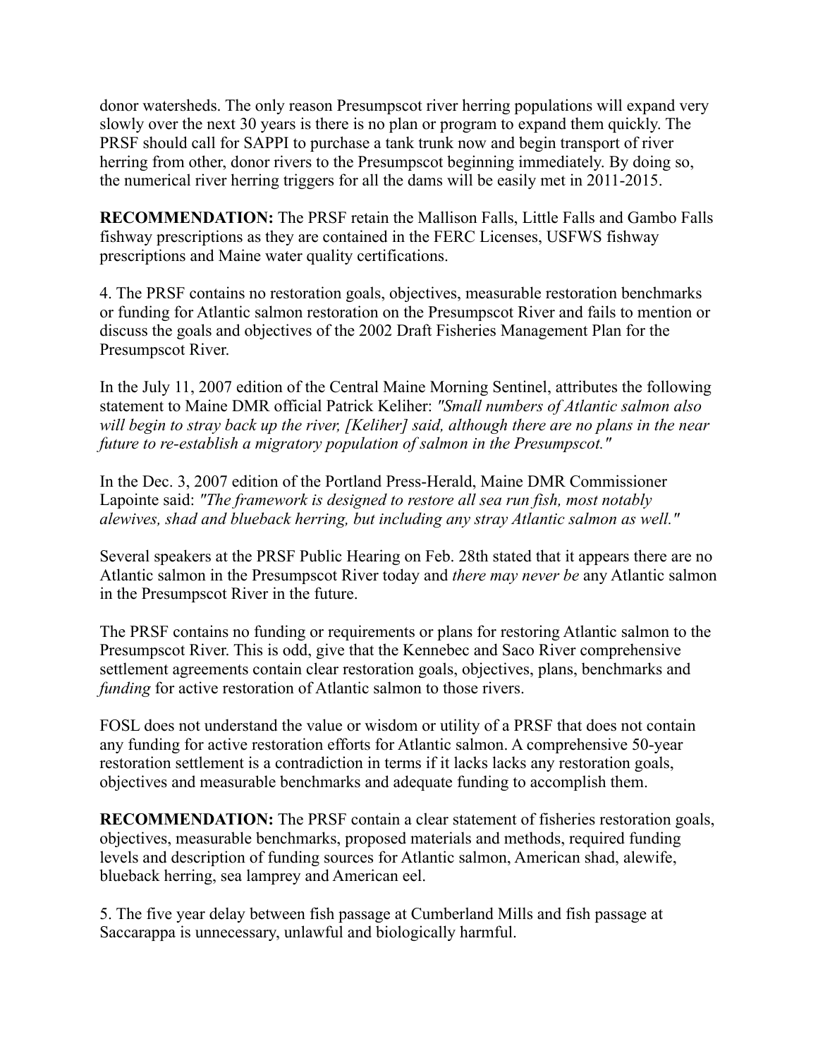donor watersheds. The only reason Presumpscot river herring populations will expand very slowly over the next 30 years is there is no plan or program to expand them quickly. The PRSF should call for SAPPI to purchase a tank trunk now and begin transport of river herring from other, donor rivers to the Presumpscot beginning immediately. By doing so, the numerical river herring triggers for all the dams will be easily met in 2011-2015.

**RECOMMENDATION:** The PRSF retain the Mallison Falls, Little Falls and Gambo Falls fishway prescriptions as they are contained in the FERC Licenses, USFWS fishway prescriptions and Maine water quality certifications.

4. The PRSF contains no restoration goals, objectives, measurable restoration benchmarks or funding for Atlantic salmon restoration on the Presumpscot River and fails to mention or discuss the goals and objectives of the 2002 Draft Fisheries Management Plan for the Presumpscot River.

In the July 11, 2007 edition of the Central Maine Morning Sentinel, attributes the following statement to Maine DMR official Patrick Keliher: *"Small numbers of Atlantic salmon also will begin to stray back up the river, [Keliher] said, although there are no plans in the near future to re-establish a migratory population of salmon in the Presumpscot."*

In the Dec. 3, 2007 edition of the Portland Press-Herald, Maine DMR Commissioner Lapointe said: *"The framework is designed to restore all sea run fish, most notably alewives, shad and blueback herring, but including any stray Atlantic salmon as well."*

Several speakers at the PRSF Public Hearing on Feb. 28th stated that it appears there are no Atlantic salmon in the Presumpscot River today and *there may never be* any Atlantic salmon in the Presumpscot River in the future.

The PRSF contains no funding or requirements or plans for restoring Atlantic salmon to the Presumpscot River. This is odd, give that the Kennebec and Saco River comprehensive settlement agreements contain clear restoration goals, objectives, plans, benchmarks and *funding* for active restoration of Atlantic salmon to those rivers.

FOSL does not understand the value or wisdom or utility of a PRSF that does not contain any funding for active restoration efforts for Atlantic salmon. A comprehensive 50-year restoration settlement is a contradiction in terms if it lacks lacks any restoration goals, objectives and measurable benchmarks and adequate funding to accomplish them.

**RECOMMENDATION:** The PRSF contain a clear statement of fisheries restoration goals, objectives, measurable benchmarks, proposed materials and methods, required funding levels and description of funding sources for Atlantic salmon, American shad, alewife, blueback herring, sea lamprey and American eel.

5. The five year delay between fish passage at Cumberland Mills and fish passage at Saccarappa is unnecessary, unlawful and biologically harmful.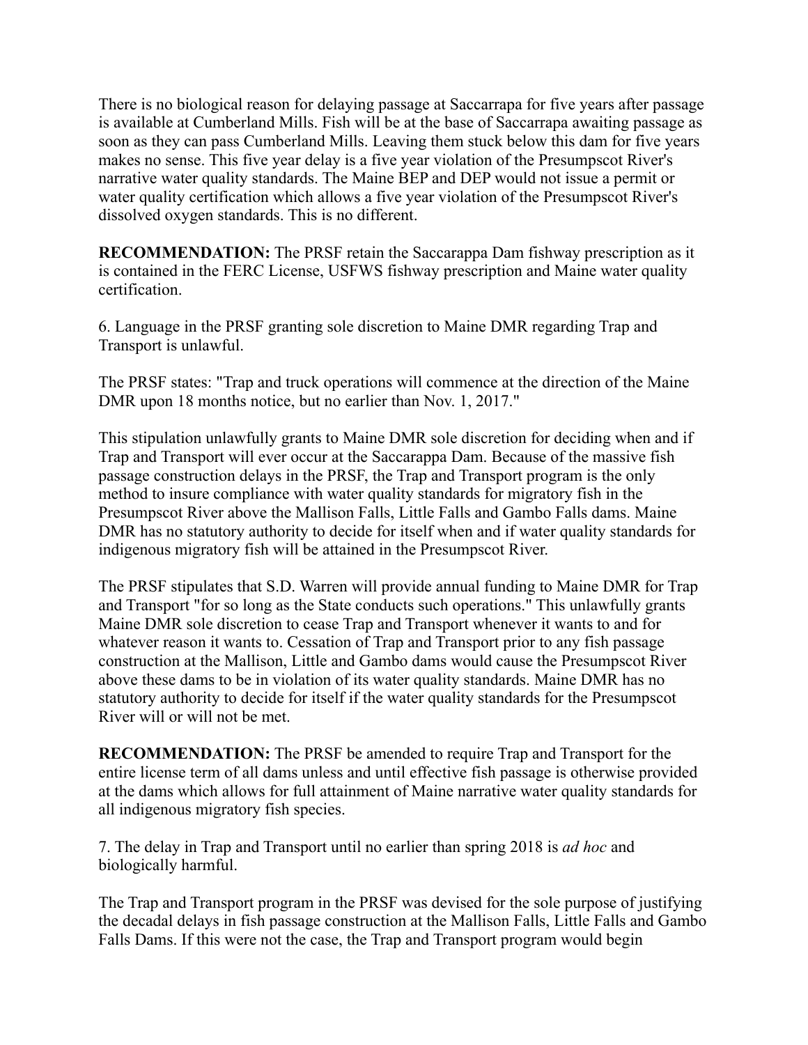There is no biological reason for delaying passage at Saccarrapa for five years after passage is available at Cumberland Mills. Fish will be at the base of Saccarrapa awaiting passage as soon as they can pass Cumberland Mills. Leaving them stuck below this dam for five years makes no sense. This five year delay is a five year violation of the Presumpscot River's narrative water quality standards. The Maine BEP and DEP would not issue a permit or water quality certification which allows a five year violation of the Presumpscot River's dissolved oxygen standards. This is no different.

**RECOMMENDATION:** The PRSF retain the Saccarappa Dam fishway prescription as it is contained in the FERC License, USFWS fishway prescription and Maine water quality certification.

6. Language in the PRSF granting sole discretion to Maine DMR regarding Trap and Transport is unlawful.

The PRSF states: "Trap and truck operations will commence at the direction of the Maine DMR upon 18 months notice, but no earlier than Nov. 1, 2017."

This stipulation unlawfully grants to Maine DMR sole discretion for deciding when and if Trap and Transport will ever occur at the Saccarappa Dam. Because of the massive fish passage construction delays in the PRSF, the Trap and Transport program is the only method to insure compliance with water quality standards for migratory fish in the Presumpscot River above the Mallison Falls, Little Falls and Gambo Falls dams. Maine DMR has no statutory authority to decide for itself when and if water quality standards for indigenous migratory fish will be attained in the Presumpscot River.

The PRSF stipulates that S.D. Warren will provide annual funding to Maine DMR for Trap and Transport "for so long as the State conducts such operations." This unlawfully grants Maine DMR sole discretion to cease Trap and Transport whenever it wants to and for whatever reason it wants to. Cessation of Trap and Transport prior to any fish passage construction at the Mallison, Little and Gambo dams would cause the Presumpscot River above these dams to be in violation of its water quality standards. Maine DMR has no statutory authority to decide for itself if the water quality standards for the Presumpscot River will or will not be met.

**RECOMMENDATION:** The PRSF be amended to require Trap and Transport for the entire license term of all dams unless and until effective fish passage is otherwise provided at the dams which allows for full attainment of Maine narrative water quality standards for all indigenous migratory fish species.

7. The delay in Trap and Transport until no earlier than spring 2018 is *ad hoc* and biologically harmful.

The Trap and Transport program in the PRSF was devised for the sole purpose of justifying the decadal delays in fish passage construction at the Mallison Falls, Little Falls and Gambo Falls Dams. If this were not the case, the Trap and Transport program would begin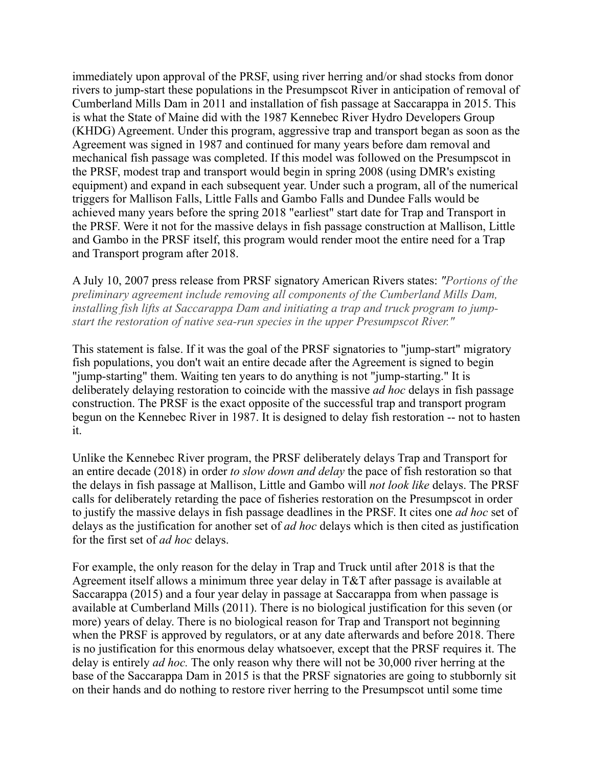immediately upon approval of the PRSF, using river herring and/or shad stocks from donor rivers to jump-start these populations in the Presumpscot River in anticipation of removal of Cumberland Mills Dam in 2011 and installation of fish passage at Saccarappa in 2015. This is what the State of Maine did with the 1987 Kennebec River Hydro Developers Group (KHDG) Agreement. Under this program, aggressive trap and transport began as soon as the Agreement was signed in 1987 and continued for many years before dam removal and mechanical fish passage was completed. If this model was followed on the Presumpscot in the PRSF, modest trap and transport would begin in spring 2008 (using DMR's existing equipment) and expand in each subsequent year. Under such a program, all of the numerical triggers for Mallison Falls, Little Falls and Gambo Falls and Dundee Falls would be achieved many years before the spring 2018 "earliest" start date for Trap and Transport in the PRSF. Were it not for the massive delays in fish passage construction at Mallison, Little and Gambo in the PRSF itself, this program would render moot the entire need for a Trap and Transport program after 2018.

A July 10, 2007 press release from PRSF signatory American Rivers states: *"Portions of the preliminary agreement include removing all components of the Cumberland Mills Dam, installing fish lifts at Saccarappa Dam and initiating a trap and truck program to jump-start the restoration of native sea-run species in the upper Presumpscot River."*

This statement is false. If it was the goal of the PRSF signatories to "jump-start" migratory fish populations, you don't wait an entire decade after the Agreement is signed to begin "jump-starting" them. Waiting ten years to do anything is not "jump-starting." It is deliberately delaying restoration to coincide with the massive *ad hoc* delays in fish passage construction. The PRSF is the exact opposite of the successful trap and transport program begun on the Kennebec River in 1987. It is designed to delay fish restoration -- not to hasten it.

Unlike the Kennebec River program, the PRSF deliberately delays Trap and Transport for an entire decade (2018) in order *to slow down and delay* the pace of fish restoration so that the delays in fish passage at Mallison, Little and Gambo will *not look like* delays. The PRSF calls for deliberately retarding the pace of fisheries restoration on the Presumpscot in order to justify the massive delays in fish passage deadlines in the PRSF. It cites one *ad hoc* set of delays as the justification for another set of *ad hoc* delays which is then cited as justification for the first set of *ad hoc* delays.

For example, the only reason for the delay in Trap and Truck until after 2018 is that the Agreement itself allows a minimum three year delay in T&T after passage is available at Saccarappa (2015) and a four year delay in passage at Saccarappa from when passage is available at Cumberland Mills (2011). There is no biological justification for this seven (or more) years of delay. There is no biological reason for Trap and Transport not beginning when the PRSF is approved by regulators, or at any date afterwards and before 2018. There is no justification for this enormous delay whatsoever, except that the PRSF requires it. The delay is entirely *ad hoc.* The only reason why there will not be 30,000 river herring at the base of the Saccarappa Dam in 2015 is that the PRSF signatories are going to stubbornly sit on their hands and do nothing to restore river herring to the Presumpscot until some time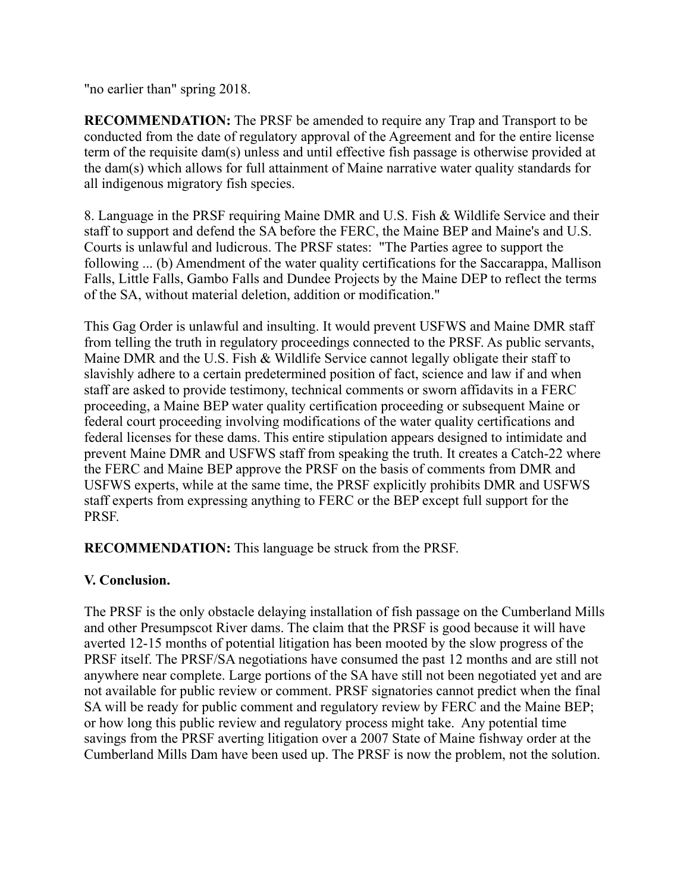"no earlier than" spring 2018.

**RECOMMENDATION:** The PRSF be amended to require any Trap and Transport to be conducted from the date of regulatory approval of the Agreement and for the entire license term of the requisite dam(s) unless and until effective fish passage is otherwise provided at the dam(s) which allows for full attainment of Maine narrative water quality standards for all indigenous migratory fish species.

8. Language in the PRSF requiring Maine DMR and U.S. Fish & Wildlife Service and their staff to support and defend the SA before the FERC, the Maine BEP and Maine's and U.S. Courts is unlawful and ludicrous. The PRSF states: "The Parties agree to support the following ... (b) Amendment of the water quality certifications for the Saccarappa, Mallison Falls, Little Falls, Gambo Falls and Dundee Projects by the Maine DEP to reflect the terms of the SA, without material deletion, addition or modification."

This Gag Order is unlawful and insulting. It would prevent USFWS and Maine DMR staff from telling the truth in regulatory proceedings connected to the PRSF. As public servants, Maine DMR and the U.S. Fish & Wildlife Service cannot legally obligate their staff to slavishly adhere to a certain predetermined position of fact, science and law if and when staff are asked to provide testimony, technical comments or sworn affidavits in a FERC proceeding, a Maine BEP water quality certification proceeding or subsequent Maine or federal court proceeding involving modifications of the water quality certifications and federal licenses for these dams. This entire stipulation appears designed to intimidate and prevent Maine DMR and USFWS staff from speaking the truth. It creates a Catch-22 where the FERC and Maine BEP approve the PRSF on the basis of comments from DMR and USFWS experts, while at the same time, the PRSF explicitly prohibits DMR and USFWS staff experts from expressing anything to FERC or the BEP except full support for the PRSF.

**RECOMMENDATION:** This language be struck from the PRSF.

**V. Conclusion.**

The PRSF is the only obstacle delaying installation of fish passage on the Cumberland Mills and other Presumpscot River dams. The claim that the PRSF is good because it will have averted 12-15 months of potential litigation has been mooted by the slow progress of the PRSF itself. The PRSF/SA negotiations have consumed the past 12 months and are still not anywhere near complete. Large portions of the SA have still not been negotiated yet and are not available for public review or comment. PRSF signatories cannot predict when the final SA will be ready for public comment and regulatory review by FERC and the Maine BEP; or how long this public review and regulatory process might take. Any potential time savings from the PRSF averting litigation over a 2007 State of Maine fishway order at the Cumberland Mills Dam have been used up. The PRSF is now the problem, not the solution.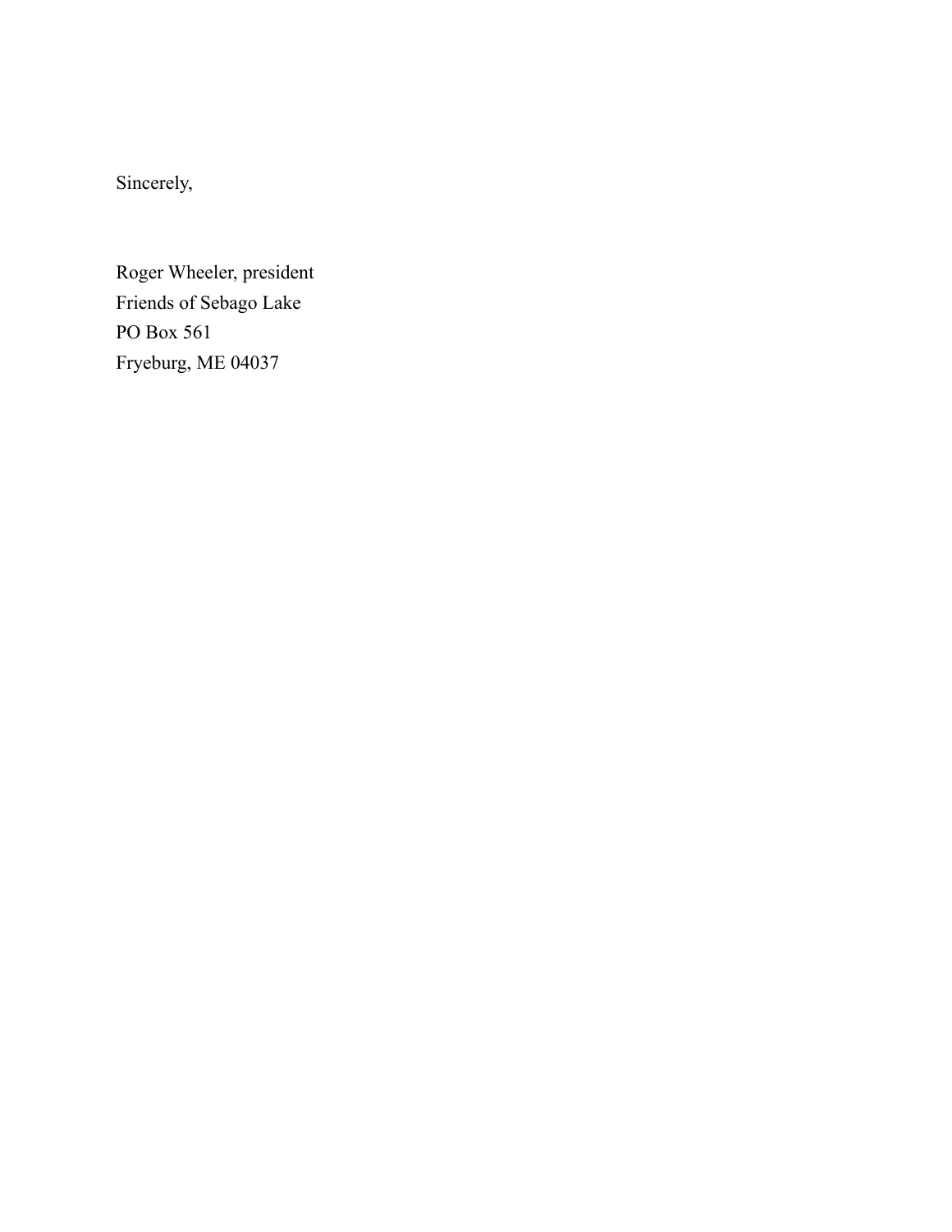Sincerely,

Roger Wheeler, president
Friends of Sebago Lake
PO Box 561
Fryeburg, ME 04037